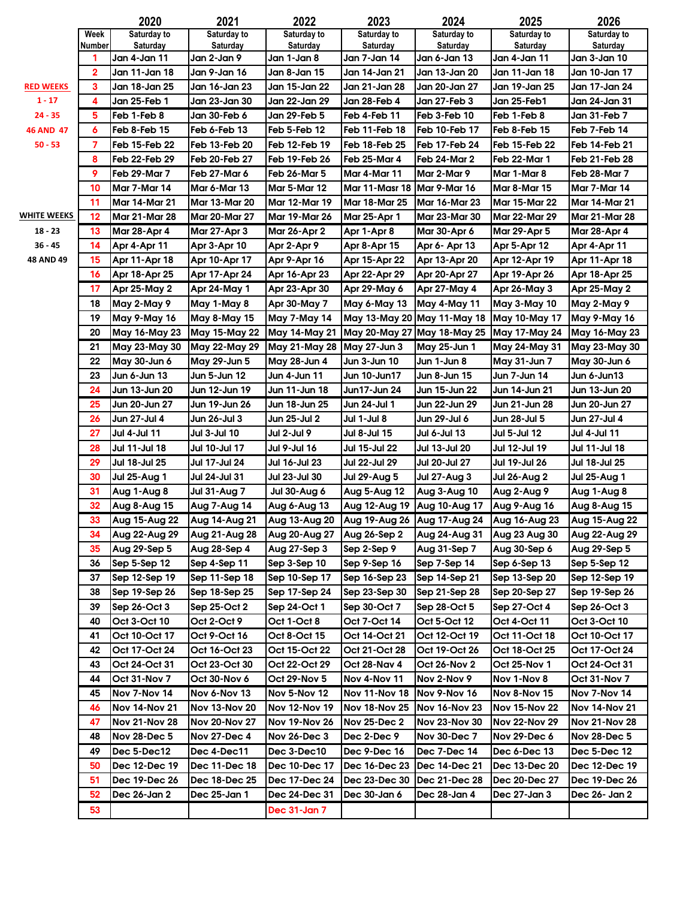| | Week Number | 2020 Saturday to Saturday | 2021 Saturday to Saturday | 2022 Saturday to Saturday | 2023 Saturday to Saturday | 2024 Saturday to Saturday | 2025 Saturday to Saturday | 2026 Saturday to Saturday |
|---|---|---|---|---|---|---|---|---|
| | 1 | Jan 4-Jan 11 | Jan 2-Jan 9 | Jan 1-Jan 8 | Jan 7-Jan 14 | Jan 6-Jan 13 | Jan 4-Jan 11 | Jan 3-Jan 10 |
| | 2 | Jan 11-Jan 18 | Jan 9-Jan 16 | Jan 8-Jan 15 | Jan 14-Jan 21 | Jan 13-Jan 20 | Jan 11-Jan 18 | Jan 10-Jan 17 |
| RED WEEKS | 3 | Jan 18-Jan 25 | Jan 16-Jan 23 | Jan 15-Jan 22 | Jan 21-Jan 28 | Jan 20-Jan 27 | Jan 19-Jan 25 | Jan 17-Jan 24 |
| 1 - 17 | 4 | Jan 25-Feb 1 | Jan 23-Jan 30 | Jan 22-Jan 29 | Jan 28-Feb 4 | Jan 27-Feb 3 | Jan 25-Feb1 | Jan 24-Jan 31 |
| 24 - 35 | 5 | Feb 1-Feb 8 | Jan 30-Feb 6 | Jan 29-Feb 5 | Feb 4-Feb 11 | Feb 3-Feb 10 | Feb 1-Feb 8 | Jan 31-Feb 7 |
| 46 AND 47 | 6 | Feb 8-Feb 15 | Feb 6-Feb 13 | Feb 5-Feb 12 | Feb 11-Feb 18 | Feb 10-Feb 17 | Feb 8-Feb 15 | Feb 7-Feb 14 |
| 50 - 53 | 7 | Feb 15-Feb 22 | Feb 13-Feb 20 | Feb 12-Feb 19 | Feb 18-Feb 25 | Feb 17-Feb 24 | Feb 15-Feb 22 | Feb 14-Feb 21 |
| | 8 | Feb 22-Feb 29 | Feb 20-Feb 27 | Feb 19-Feb 26 | Feb 25-Mar 4 | Feb 24-Mar 2 | Feb 22-Mar 1 | Feb 21-Feb 28 |
| | 9 | Feb 29-Mar 7 | Feb 27-Mar 6 | Feb 26-Mar 5 | Mar 4-Mar 11 | Mar 2-Mar 9 | Mar 1-Mar 8 | Feb 28-Mar 7 |
| | 10 | Mar 7-Mar 14 | Mar 6-Mar 13 | Mar 5-Mar 12 | Mar 11-Masr 18 | Mar 9-Mar 16 | Mar 8-Mar 15 | Mar 7-Mar 14 |
| | 11 | Mar 14-Mar 21 | Mar 13-Mar 20 | Mar 12-Mar 19 | Mar 18-Mar 25 | Mar 16-Mar 23 | Mar 15-Mar 22 | Mar 14-Mar 21 |
| WHITE WEEKS | 12 | Mar 21-Mar 28 | Mar 20-Mar 27 | Mar 19-Mar 26 | Mar 25-Apr 1 | Mar 23-Mar 30 | Mar 22-Mar 29 | Mar 21-Mar 28 |
| 18 - 23 | 13 | Mar 28-Apr 4 | Mar 27-Apr 3 | Mar 26-Apr 2 | Apr 1-Apr 8 | Mar 30-Apr 6 | Mar 29-Apr 5 | Mar 28-Apr 4 |
| 36 - 45 | 14 | Apr 4-Apr 11 | Apr 3-Apr 10 | Apr 2-Apr 9 | Apr 8-Apr 15 | Apr 6- Apr 13 | Apr 5-Apr 12 | Apr 4-Apr 11 |
| 48 AND 49 | 15 | Apr 11-Apr 18 | Apr 10-Apr 17 | Apr 9-Apr 16 | Apr 15-Apr 22 | Apr 13-Apr 20 | Apr 12-Apr 19 | Apr 11-Apr 18 |
| | 16 | Apr 18-Apr 25 | Apr 17-Apr 24 | Apr 16-Apr 23 | Apr 22-Apr 29 | Apr 20-Apr 27 | Apr 19-Apr 26 | Apr 18-Apr 25 |
| | 17 | Apr 25-May 2 | Apr 24-May 1 | Apr 23-Apr 30 | Apr 29-May 6 | Apr 27-May 4 | Apr 26-May 3 | Apr 25-May 2 |
| | 18 | May 2-May 9 | May 1-May 8 | Apr 30-May 7 | May 6-May 13 | May 4-May 11 | May 3-May 10 | May 2-May 9 |
| | 19 | May 9-May 16 | May 8-May 15 | May 7-May 14 | May 13-May 20 | May 11-May 18 | May 10-May 17 | May 9-May 16 |
| | 20 | May 16-May 23 | May 15-May 22 | May 14-May 21 | May 20-May 27 | May 18-May 25 | May 17-May 24 | May 16-May 23 |
| | 21 | May 23-May 30 | May 22-May 29 | May 21-May 28 | May 27-Jun 3 | May 25-Jun 1 | May 24-May 31 | May 23-May 30 |
| | 22 | May 30-Jun 6 | May 29-Jun 5 | May 28-Jun 4 | Jun 3-Jun 10 | Jun 1-Jun 8 | May 31-Jun 7 | May 30-Jun 6 |
| | 23 | Jun 6-Jun 13 | Jun 5-Jun 12 | Jun 4-Jun 11 | Jun 10-Jun17 | Jun 8-Jun 15 | Jun 7-Jun 14 | Jun 6-Jun13 |
| | 24 | Jun 13-Jun 20 | Jun 12-Jun 19 | Jun 11-Jun 18 | Jun17-Jun 24 | Jun 15-Jun 22 | Jun 14-Jun 21 | Jun 13-Jun 20 |
| | 25 | Jun 20-Jun 27 | Jun 19-Jun 26 | Jun 18-Jun 25 | Jun 24-Jul 1 | Jun 22-Jun 29 | Jun 21-Jun 28 | Jun 20-Jun 27 |
| | 26 | Jun 27-Jul 4 | Jun 26-Jul 3 | Jun 25-Jul 2 | Jul 1-Jul 8 | Jun 29-Jul 6 | Jun 28-Jul 5 | Jun 27-Jul 4 |
| | 27 | Jul 4-Jul 11 | Jul 3-Jul 10 | Jul 2-Jul 9 | Jul 8-Jul 15 | Jul 6-Jul 13 | Jul 5-Jul 12 | Jul 4-Jul 11 |
| | 28 | Jul 11-Jul 18 | Jul 10-Jul 17 | Jul 9-Jul 16 | Jul 15-Jul 22 | Jul 13-Jul 20 | Jul 12-Jul 19 | Jul 11-Jul 18 |
| | 29 | Jul 18-Jul 25 | Jul 17-Jul 24 | Jul 16-Jul 23 | Jul 22-Jul 29 | Jul 20-Jul 27 | Jul 19-Jul 26 | Jul 18-Jul 25 |
| | 30 | Jul 25-Aug 1 | Jul 24-Jul 31 | Jul 23-Jul 30 | Jul 29-Aug 5 | Jul 27-Aug 3 | Jul 26-Aug 2 | Jul 25-Aug 1 |
| | 31 | Aug 1-Aug 8 | Jul 31-Aug 7 | Jul 30-Aug 6 | Aug 5-Aug 12 | Aug 3-Aug 10 | Aug 2-Aug 9 | Aug 1-Aug 8 |
| | 32 | Aug 8-Aug 15 | Aug 7-Aug 14 | Aug 6-Aug 13 | Aug 12-Aug 19 | Aug 10-Aug 17 | Aug 9-Aug 16 | Aug 8-Aug 15 |
| | 33 | Aug 15-Aug 22 | Aug 14-Aug 21 | Aug 13-Aug 20 | Aug 19-Aug 26 | Aug 17-Aug 24 | Aug 16-Aug 23 | Aug 15-Aug 22 |
| | 34 | Aug 22-Aug 29 | Aug 21-Aug 28 | Aug 20-Aug 27 | Aug 26-Sep 2 | Aug 24-Aug 31 | Aug 23 Aug 30 | Aug 22-Aug 29 |
| | 35 | Aug 29-Sep 5 | Aug 28-Sep 4 | Aug 27-Sep 3 | Sep 2-Sep 9 | Aug 31-Sep 7 | Aug 30-Sep 6 | Aug 29-Sep 5 |
| | 36 | Sep 5-Sep 12 | Sep 4-Sep 11 | Sep 3-Sep 10 | Sep 9-Sep 16 | Sep 7-Sep 14 | Sep 6-Sep 13 | Sep 5-Sep 12 |
| | 37 | Sep 12-Sep 19 | Sep 11-Sep 18 | Sep 10-Sep 17 | Sep 16-Sep 23 | Sep 14-Sep 21 | Sep 13-Sep 20 | Sep 12-Sep 19 |
| | 38 | Sep 19-Sep 26 | Sep 18-Sep 25 | Sep 17-Sep 24 | Sep 23-Sep 30 | Sep 21-Sep 28 | Sep 20-Sep 27 | Sep 19-Sep 26 |
| | 39 | Sep 26-Oct 3 | Sep 25-Oct 2 | Sep 24-Oct 1 | Sep 30-Oct 7 | Sep 28-Oct 5 | Sep 27-Oct 4 | Sep 26-Oct 3 |
| | 40 | Oct 3-Oct 10 | Oct 2-Oct 9 | Oct 1-Oct 8 | Oct 7-Oct 14 | Oct 5-Oct 12 | Oct 4-Oct 11 | Oct 3-Oct 10 |
| | 41 | Oct 10-Oct 17 | Oct 9-Oct 16 | Oct 8-Oct 15 | Oct 14-Oct 21 | Oct 12-Oct 19 | Oct 11-Oct 18 | Oct 10-Oct 17 |
| | 42 | Oct 17-Oct 24 | Oct 16-Oct 23 | Oct 15-Oct 22 | Oct 21-Oct 28 | Oct 19-Oct 26 | Oct 18-Oct 25 | Oct 17-Oct 24 |
| | 43 | Oct 24-Oct 31 | Oct 23-Oct 30 | Oct 22-Oct 29 | Oct 28-Nav 4 | Oct 26-Nov 2 | Oct 25-Nov 1 | Oct 24-Oct 31 |
| | 44 | Oct 31-Nov 7 | Oct 30-Nov 6 | Oct 29-Nov 5 | Nov 4-Nov 11 | Nov 2-Nov 9 | Nov 1-Nov 8 | Oct 31-Nov 7 |
| | 45 | Nov 7-Nov 14 | Nov 6-Nov 13 | Nov 5-Nov 12 | Nov 11-Nov 18 | Nov 9-Nov 16 | Nov 8-Nov 15 | Nov 7-Nov 14 |
| | 46 | Nov 14-Nov 21 | Nov 13-Nov 20 | Nov 12-Nov 19 | Nov 18-Nov 25 | Nov 16-Nov 23 | Nov 15-Nov 22 | Nov 14-Nov 21 |
| | 47 | Nov 21-Nov 28 | Nov 20-Nov 27 | Nov 19-Nov 26 | Nov 25-Dec 2 | Nov 23-Nov 30 | Nov 22-Nov 29 | Nov 21-Nov 28 |
| | 48 | Nov 28-Dec 5 | Nov 27-Dec 4 | Nov 26-Dec 3 | Dec 2-Dec 9 | Nov 30-Dec 7 | Nov 29-Dec 6 | Nov 28-Dec 5 |
| | 49 | Dec 5-Dec12 | Dec 4-Dec11 | Dec 3-Dec10 | Dec 9-Dec 16 | Dec 7-Dec 14 | Dec 6-Dec 13 | Dec 5-Dec 12 |
| | 50 | Dec 12-Dec 19 | Dec 11-Dec 18 | Dec 10-Dec 17 | Dec 16-Dec 23 | Dec 14-Dec 21 | Dec 13-Dec 20 | Dec 12-Dec 19 |
| | 51 | Dec 19-Dec 26 | Dec 18-Dec 25 | Dec 17-Dec 24 | Dec 23-Dec 30 | Dec 21-Dec 28 | Dec 20-Dec 27 | Dec 19-Dec 26 |
| | 52 | Dec 26-Jan 2 | Dec 25-Jan 1 | Dec 24-Dec 31 | Dec 30-Jan 6 | Dec 28-Jan 4 | Dec 27-Jan 3 | Dec 26- Jan 2 |
| | 53 | | | Dec 31-Jan 7 | | | | |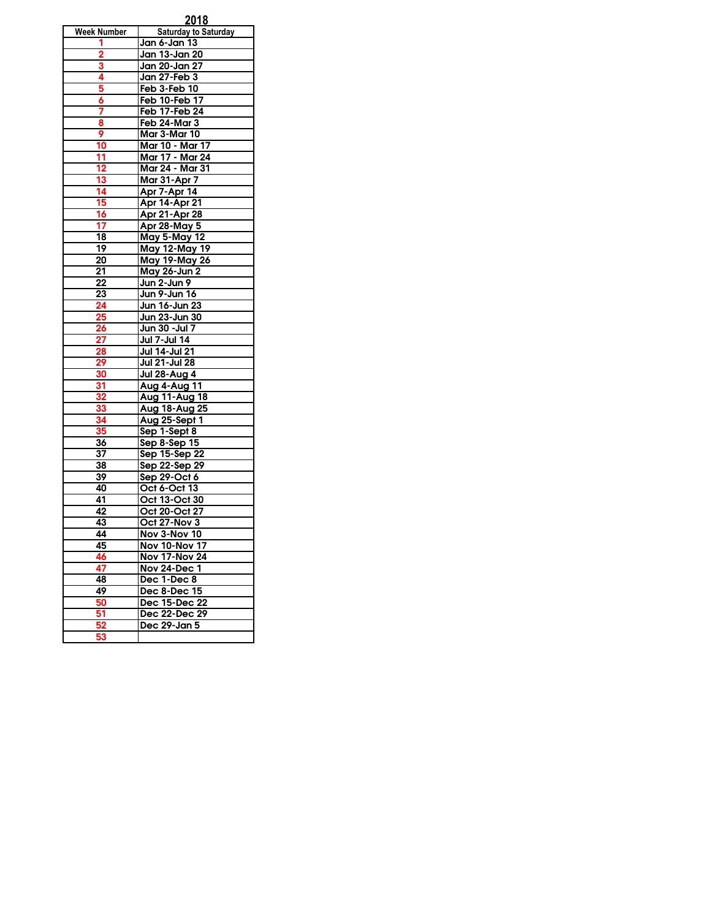# 2018

| Week Number | Saturday to Saturday |
|---|---|
| 1 | Jan 6-Jan 13 |
| 2 | Jan 13-Jan 20 |
| 3 | Jan 20-Jan 27 |
| 4 | Jan 27-Feb 3 |
| 5 | Feb 3-Feb 10 |
| 6 | Feb 10-Feb 17 |
| 7 | Feb 17-Feb 24 |
| 8 | Feb 24-Mar 3 |
| 9 | Mar 3-Mar 10 |
| 10 | Mar 10 - Mar 17 |
| 11 | Mar 17 - Mar 24 |
| 12 | Mar 24 - Mar 31 |
| 13 | Mar 31-Apr 7 |
| 14 | Apr 7-Apr 14 |
| 15 | Apr 14-Apr 21 |
| 16 | Apr 21-Apr 28 |
| 17 | Apr 28-May 5 |
| 18 | May 5-May 12 |
| 19 | May 12-May 19 |
| 20 | May 19-May 26 |
| 21 | May 26-Jun 2 |
| 22 | Jun 2-Jun 9 |
| 23 | Jun 9-Jun 16 |
| 24 | Jun 16-Jun 23 |
| 25 | Jun 23-Jun 30 |
| 26 | Jun 30 -Jul 7 |
| 27 | Jul 7-Jul 14 |
| 28 | Jul 14-Jul 21 |
| 29 | Jul 21-Jul 28 |
| 30 | Jul 28-Aug 4 |
| 31 | Aug 4-Aug 11 |
| 32 | Aug 11-Aug 18 |
| 33 | Aug 18-Aug 25 |
| 34 | Aug 25-Sept 1 |
| 35 | Sep 1-Sept 8 |
| 36 | Sep 8-Sep 15 |
| 37 | Sep 15-Sep 22 |
| 38 | Sep 22-Sep 29 |
| 39 | Sep 29-Oct 6 |
| 40 | Oct 6-Oct 13 |
| 41 | Oct 13-Oct 30 |
| 42 | Oct 20-Oct 27 |
| 43 | Oct 27-Nov 3 |
| 44 | Nov 3-Nov 10 |
| 45 | Nov 10-Nov 17 |
| 46 | Nov 17-Nov 24 |
| 47 | Nov 24-Dec 1 |
| 48 | Dec 1-Dec 8 |
| 49 | Dec 8-Dec 15 |
| 50 | Dec 15-Dec 22 |
| 51 | Dec 22-Dec 29 |
| 52 | Dec 29-Jan 5 |
| 53 | |